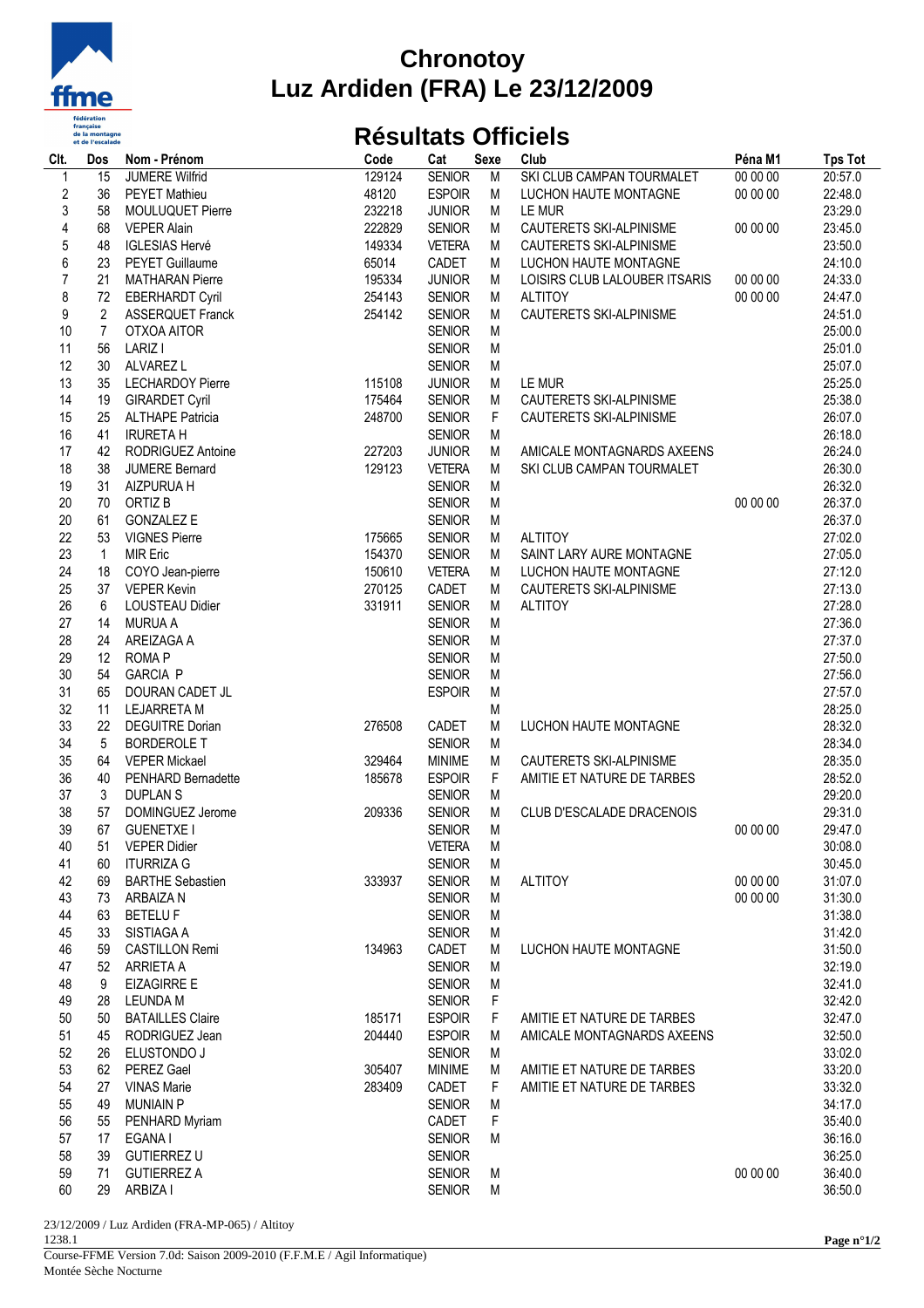# Chronotoy

# Luz Ardiden (FRA) Le 23/12/2009

## Résultats Officiels

| Clt. | Dos | Nom - Prénom | Code | Cat | Sexe | Club | Péna M1 | Tps Tot |
|---|---|---|---|---|---|---|---|---|
| 1 | 15 | JUMERE Wilfrid | 129124 | SENIOR | M | SKI CLUB CAMPAN TOURMALET | 00 00 00 | 20:57.0 |
| 2 | 36 | PEYET Mathieu | 48120 | ESPOIR | M | LUCHON HAUTE MONTAGNE | 00 00 00 | 22:48.0 |
| 3 | 58 | MOULUQUET Pierre | 232218 | JUNIOR | M | LE MUR | | 23:29.0 |
| 4 | 68 | VEPER Alain | 222829 | SENIOR | M | CAUTERETS SKI-ALPINISME | 00 00 00 | 23:45.0 |
| 5 | 48 | IGLESIAS Hervé | 149334 | VETERA | M | CAUTERETS SKI-ALPINISME | | 23:50.0 |
| 6 | 23 | PEYET Guillaume | 65014 | CADET | M | LUCHON HAUTE MONTAGNE | | 24:10.0 |
| 7 | 21 | MATHARAN Pierre | 195334 | JUNIOR | M | LOISIRS CLUB LALOUBER ITSARIS | 00 00 00 | 24:33.0 |
| 8 | 72 | EBERHARDT Cyril | 254143 | SENIOR | M | ALTITOY | 00 00 00 | 24:47.0 |
| 9 | 2 | ASSERQUET Franck | 254142 | SENIOR | M | CAUTERETS SKI-ALPINISME | | 24:51.0 |
| 10 | 7 | OTXOA AITOR | | SENIOR | M | | | 25:00.0 |
| 11 | 56 | LARIZ I | | SENIOR | M | | | 25:01.0 |
| 12 | 30 | ALVAREZ L | | SENIOR | M | | | 25:07.0 |
| 13 | 35 | LECHARDOY Pierre | 115108 | JUNIOR | M | LE MUR | | 25:25.0 |
| 14 | 19 | GIRARDET Cyril | 175464 | SENIOR | M | CAUTERETS SKI-ALPINISME | | 25:38.0 |
| 15 | 25 | ALTHAPE Patricia | 248700 | SENIOR | F | CAUTERETS SKI-ALPINISME | | 26:07.0 |
| 16 | 41 | IRURETA H | | SENIOR | M | | | 26:18.0 |
| 17 | 42 | RODRIGUEZ Antoine | 227203 | JUNIOR | M | AMICALE MONTAGNARDS AXEENS | | 26:24.0 |
| 18 | 38 | JUMERE Bernard | 129123 | VETERA | M | SKI CLUB CAMPAN TOURMALET | | 26:30.0 |
| 19 | 31 | AIZPURUA H | | SENIOR | M | | | 26:32.0 |
| 20 | 70 | ORTIZ B | | SENIOR | M | | 00 00 00 | 26:37.0 |
| 20 | 61 | GONZALEZ E | | SENIOR | M | | | 26:37.0 |
| 22 | 53 | VIGNES Pierre | 175665 | SENIOR | M | ALTITOY | | 27:02.0 |
| 23 | 1 | MIR Eric | 154370 | SENIOR | M | SAINT LARY AURE MONTAGNE | | 27:05.0 |
| 24 | 18 | COYO Jean-pierre | 150610 | VETERA | M | LUCHON HAUTE MONTAGNE | | 27:12.0 |
| 25 | 37 | VEPER Kevin | 270125 | CADET | M | CAUTERETS SKI-ALPINISME | | 27:13.0 |
| 26 | 6 | LOUSTEAU Didier | 331911 | SENIOR | M | ALTITOY | | 27:28.0 |
| 27 | 14 | MURUA A | | SENIOR | M | | | 27:36.0 |
| 28 | 24 | AREIZAGA A | | SENIOR | M | | | 27:37.0 |
| 29 | 12 | ROMA P | | SENIOR | M | | | 27:50.0 |
| 30 | 54 | GARCIA P | | SENIOR | M | | | 27:56.0 |
| 31 | 65 | DOURAN CADET JL | | ESPOIR | M | | | 27:57.0 |
| 32 | 11 | LEJARRETA M | | | M | | | 28:25.0 |
| 33 | 22 | DEGUITRE Dorian | 276508 | CADET | M | LUCHON HAUTE MONTAGNE | | 28:32.0 |
| 34 | 5 | BORDEROLE T | | SENIOR | M | | | 28:34.0 |
| 35 | 64 | VEPER Mickael | 329464 | MINIME | M | CAUTERETS SKI-ALPINISME | | 28:35.0 |
| 36 | 40 | PENHARD Bernadette | 185678 | ESPOIR | F | AMITIE ET NATURE DE TARBES | | 28:52.0 |
| 37 | 3 | DUPLAN S | | SENIOR | M | | | 29:20.0 |
| 38 | 57 | DOMINGUEZ Jerome | 209336 | SENIOR | M | CLUB D'ESCALADE DRACENOIS | | 29:31.0 |
| 39 | 67 | GUENETXE I | | SENIOR | M | | 00 00 00 | 29:47.0 |
| 40 | 51 | VEPER Didier | | VETERA | M | | | 30:08.0 |
| 41 | 60 | ITURRIZA G | | SENIOR | M | | | 30:45.0 |
| 42 | 69 | BARTHE Sebastien | 333937 | SENIOR | M | ALTITOY | 00 00 00 | 31:07.0 |
| 43 | 73 | ARBAIZA N | | SENIOR | M | | 00 00 00 | 31:30.0 |
| 44 | 63 | BETELU F | | SENIOR | M | | | 31:38.0 |
| 45 | 33 | SISTIAGA A | | SENIOR | M | | | 31:42.0 |
| 46 | 59 | CASTILLON Remi | 134963 | CADET | M | LUCHON HAUTE MONTAGNE | | 31:50.0 |
| 47 | 52 | ARRIETA A | | SENIOR | M | | | 32:19.0 |
| 48 | 9 | EIZAGIRRE E | | SENIOR | M | | | 32:41.0 |
| 49 | 28 | LEUNDA M | | SENIOR | F | | | 32:42.0 |
| 50 | 50 | BATAILLES Claire | 185171 | ESPOIR | F | AMITIE ET NATURE DE TARBES | | 32:47.0 |
| 51 | 45 | RODRIGUEZ Jean | 204440 | ESPOIR | M | AMICALE MONTAGNARDS AXEENS | | 32:50.0 |
| 52 | 26 | ELUSTONDO J | | SENIOR | M | | | 33:02.0 |
| 53 | 62 | PEREZ Gael | 305407 | MINIME | M | AMITIE ET NATURE DE TARBES | | 33:20.0 |
| 54 | 27 | VINAS Marie | 283409 | CADET | F | AMITIE ET NATURE DE TARBES | | 33:32.0 |
| 55 | 49 | MUNIAIN P | | SENIOR | M | | | 34:17.0 |
| 56 | 55 | PENHARD Myriam | | CADET | F | | | 35:40.0 |
| 57 | 17 | EGANA I | | SENIOR | M | | | 36:16.0 |
| 58 | 39 | GUTIERREZ U | | SENIOR | | | | 36:25.0 |
| 59 | 71 | GUTIERREZ A | | SENIOR | M | | 00 00 00 | 36:40.0 |
| 60 | 29 | ARBIZA I | | SENIOR | M | | | 36:50.0 |

23/12/2009 / Luz Ardiden (FRA-MP-065) / Altitoy
1238.1

Course-FFME Version 7.0d: Saison 2009-2010 (F.F.M.E / Agil Informatique)
Montée Sèche Nocturne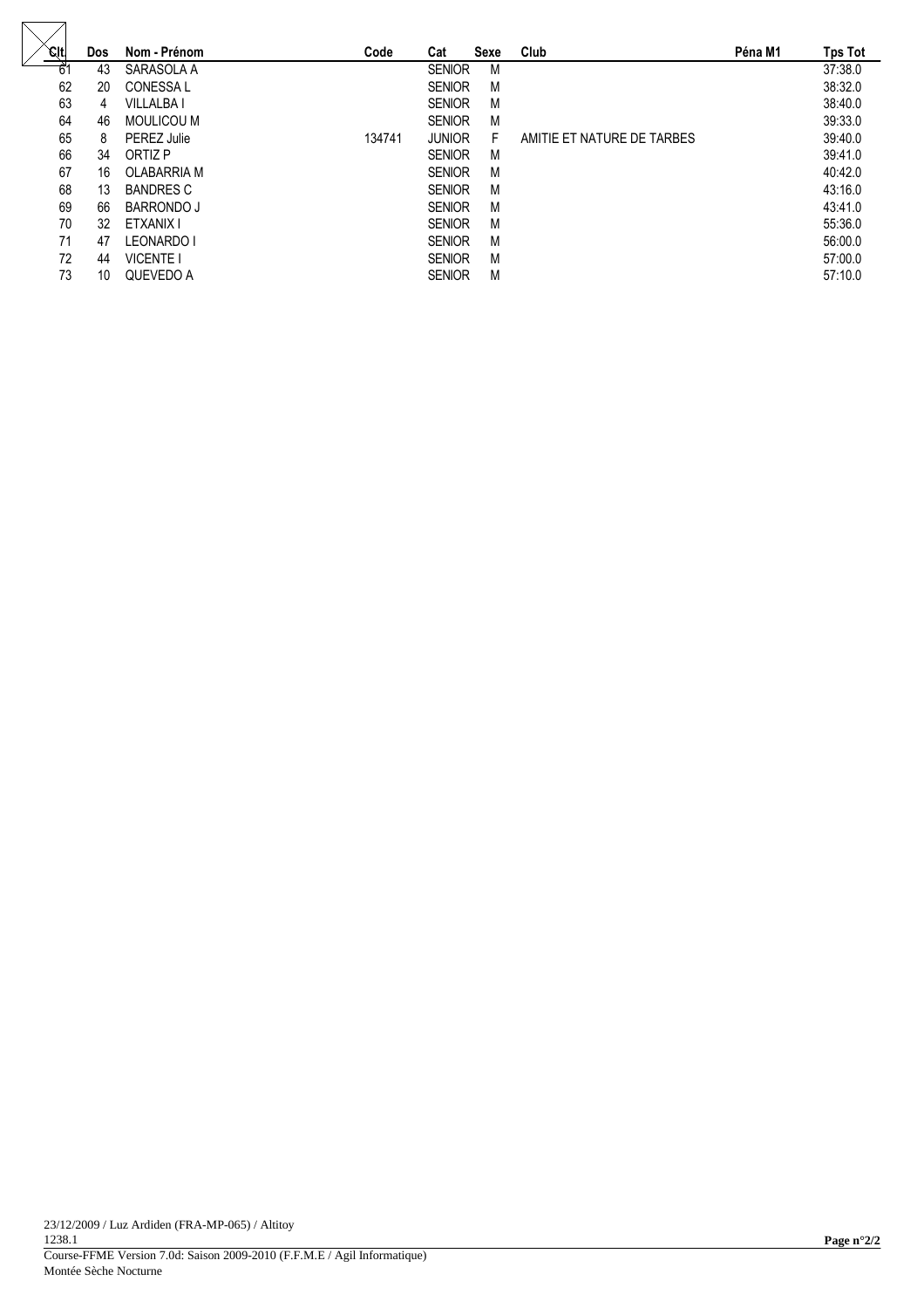| Clt. | Dos | Nom - Prénom | Code | Cat | Sexe | Club | Péna M1 | Tps Tot |
|---|---|---|---|---|---|---|---|---|
| 61 | 43 | SARASOLA A | | SENIOR | M | | | 37:38.0 |
| 62 | 20 | CONESSA L | | SENIOR | M | | | 38:32.0 |
| 63 | 4 | VILLALBA I | | SENIOR | M | | | 38:40.0 |
| 64 | 46 | MOULICOU M | | SENIOR | M | | | 39:33.0 |
| 65 | 8 | PEREZ Julie | 134741 | JUNIOR | F | AMITIE ET NATURE DE TARBES | | 39:40.0 |
| 66 | 34 | ORTIZ P | | SENIOR | M | | | 39:41.0 |
| 67 | 16 | OLABARRIA M | | SENIOR | M | | | 40:42.0 |
| 68 | 13 | BANDRES C | | SENIOR | M | | | 43:16.0 |
| 69 | 66 | BARRONDO J | | SENIOR | M | | | 43:41.0 |
| 70 | 32 | ETXANIX I | | SENIOR | M | | | 55:36.0 |
| 71 | 47 | LEONARDO I | | SENIOR | M | | | 56:00.0 |
| 72 | 44 | VICENTE I | | SENIOR | M | | | 57:00.0 |
| 73 | 10 | QUEVEDO A | | SENIOR | M | | | 57:10.0 |

23/12/2009 / Luz Ardiden (FRA-MP-065) / Altitoy
1238.1

Course-FFME Version 7.0d: Saison 2009-2010 (F.F.M.E / Agil Informatique)
Montée Sèche Nocturne